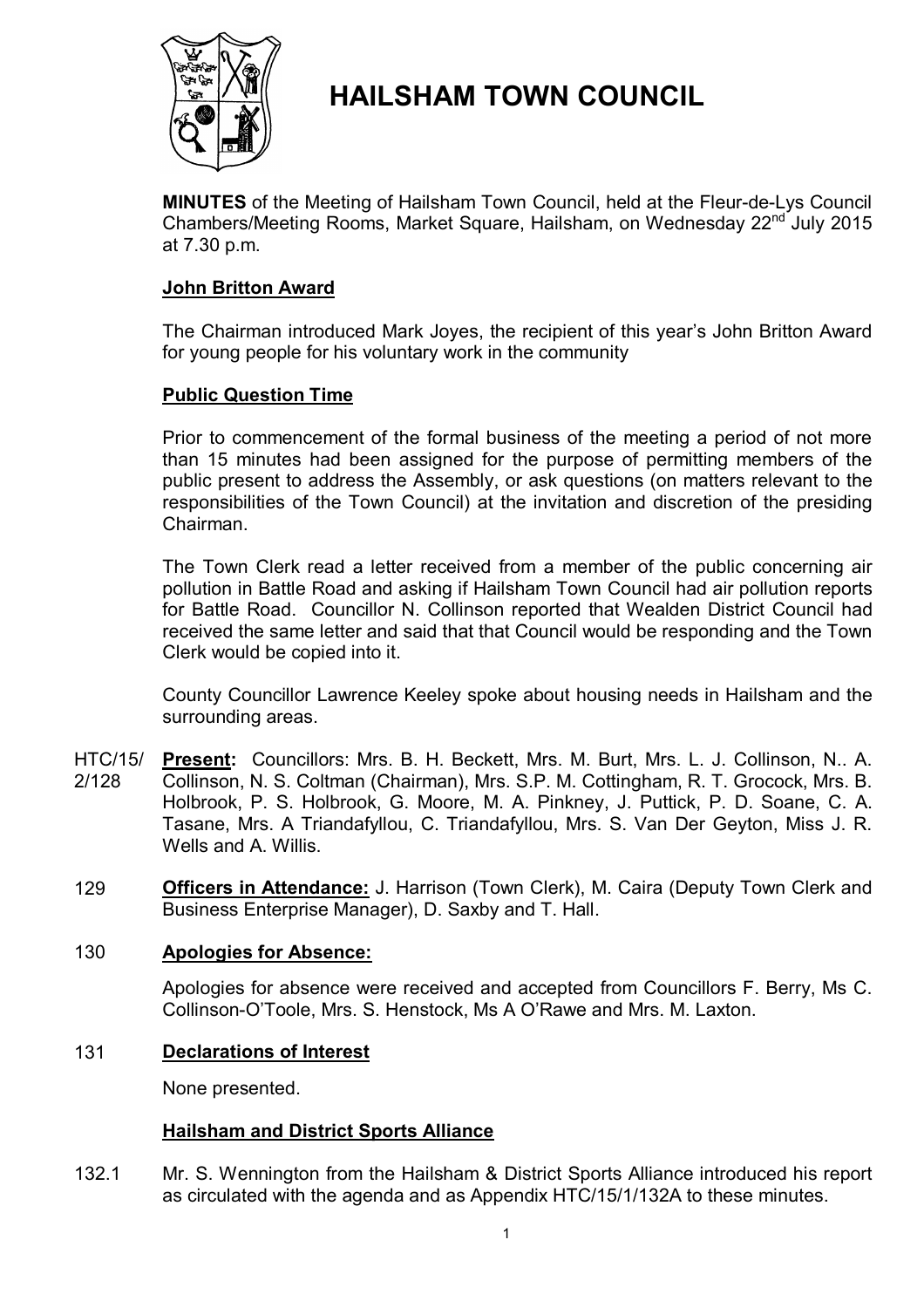# HAILSHAM TOWN COUNCIL

**MINUTES** of the Meeting of Hailsham Town Council, held at the Fleur-de-Lys Council Chambers/Meeting Rooms, Market Square, Hailsham, on Wednesday 22nd July 2015 at 7.30 p.m.

## John Britton Award

The Chairman introduced Mark Joyes, the recipient of this year's John Britton Award for young people for his voluntary work in the community

## Public Question Time

Prior to commencement of the formal business of the meeting a period of not more than 15 minutes had been assigned for the purpose of permitting members of the public present to address the Assembly, or ask questions (on matters relevant to the responsibilities of the Town Council) at the invitation and discretion of the presiding Chairman.

The Town Clerk read a letter received from a member of the public concerning air pollution in Battle Road and asking if Hailsham Town Council had air pollution reports for Battle Road. Councillor N. Collinson reported that Wealden District Council had received the same letter and said that that Council would be responding and the Town Clerk would be copied into it.

County Councillor Lawrence Keeley spoke about housing needs in Hailsham and the surrounding areas.

HTC/15/2/128 **Present:** Councillors: Mrs. B. H. Beckett, Mrs. M. Burt, Mrs. L. J. Collinson, N.. A. Collinson, N. S. Coltman (Chairman), Mrs. S.P. M. Cottingham, R. T. Grocock, Mrs. B. Holbrook, P. S. Holbrook, G. Moore, M. A. Pinkney, J. Puttick, P. D. Soane, C. A. Tasane, Mrs. A Triandafyllou, C. Triandafyllou, Mrs. S. Van Der Geyton, Miss J. R. Wells and A. Willis.

129 **Officers in Attendance:** J. Harrison (Town Clerk), M. Caira (Deputy Town Clerk and Business Enterprise Manager), D. Saxby and T. Hall.

130 **Apologies for Absence:**

Apologies for absence were received and accepted from Councillors F. Berry, Ms C. Collinson-O'Toole, Mrs. S. Henstock, Ms A O'Rawe and Mrs. M. Laxton.

131 **Declarations of Interest**

None presented.

## Hailsham and District Sports Alliance

132.1 Mr. S. Wennington from the Hailsham & District Sports Alliance introduced his report as circulated with the agenda and as Appendix HTC/15/1/132A to these minutes.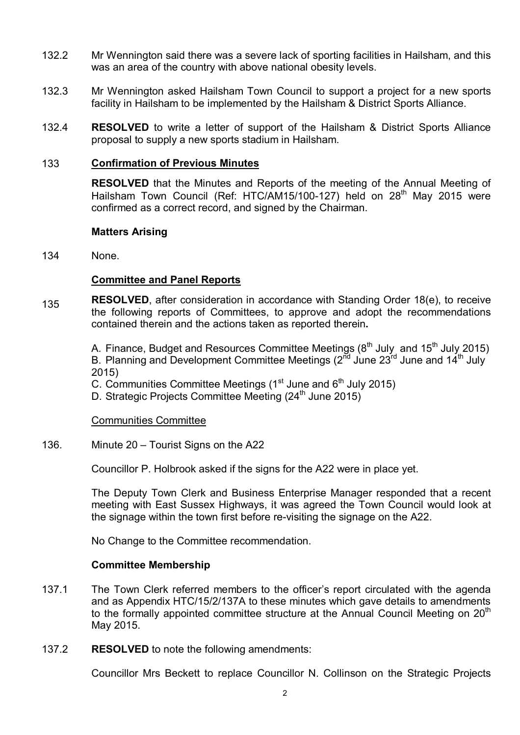132.2 Mr Wennington said there was a severe lack of sporting facilities in Hailsham, and this was an area of the country with above national obesity levels.

132.3 Mr Wennington asked Hailsham Town Council to support a project for a new sports facility in Hailsham to be implemented by the Hailsham & District Sports Alliance.

132.4 **RESOLVED** to write a letter of support of the Hailsham & District Sports Alliance proposal to supply a new sports stadium in Hailsham.

133 **Confirmation of Previous Minutes**

**RESOLVED** that the Minutes and Reports of the meeting of the Annual Meeting of Hailsham Town Council (Ref: HTC/AM15/100-127) held on 28th May 2015 were confirmed as a correct record, and signed by the Chairman.

**Matters Arising**

134 None.

**Committee and Panel Reports**

135 **RESOLVED**, after consideration in accordance with Standing Order 18(e), to receive the following reports of Committees, to approve and adopt the recommendations contained therein and the actions taken as reported therein**.**

A. Finance, Budget and Resources Committee Meetings (8th July and 15th July 2015)
B. Planning and Development Committee Meetings (2nd June 23rd June and 14th July 2015)
C. Communities Committee Meetings (1st June and 6th July 2015)
D. Strategic Projects Committee Meeting (24th June 2015)

Communities Committee

136. Minute 20 – Tourist Signs on the A22

Councillor P. Holbrook asked if the signs for the A22 were in place yet.

The Deputy Town Clerk and Business Enterprise Manager responded that a recent meeting with East Sussex Highways, it was agreed the Town Council would look at the signage within the town first before re-visiting the signage on the A22.

No Change to the Committee recommendation.

**Committee Membership**

137.1 The Town Clerk referred members to the officer's report circulated with the agenda and as Appendix HTC/15/2/137A to these minutes which gave details to amendments to the formally appointed committee structure at the Annual Council Meeting on 20th May 2015.

137.2 **RESOLVED** to note the following amendments:

Councillor Mrs Beckett to replace Councillor N. Collinson on the Strategic Projects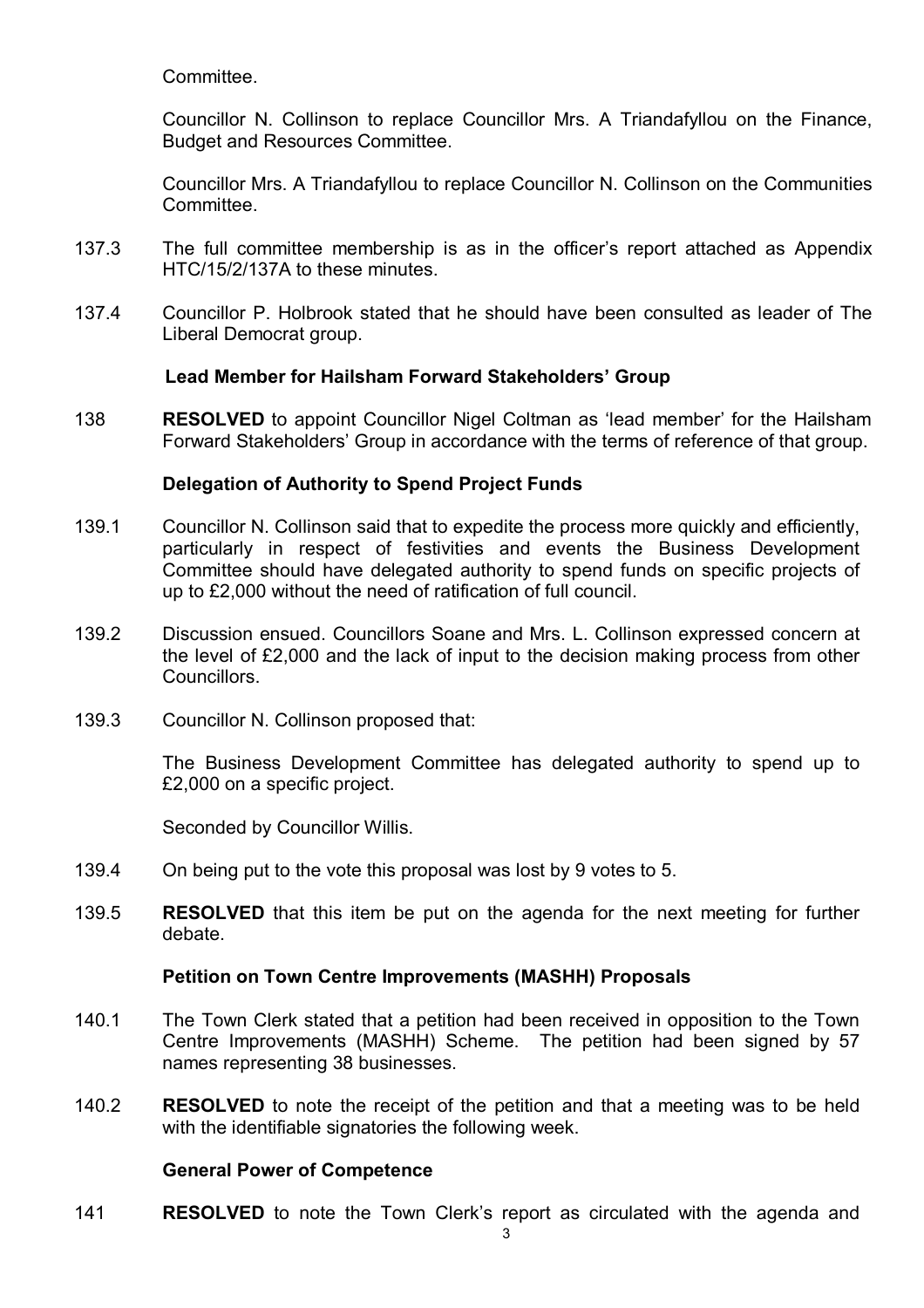Committee.

Councillor N. Collinson to replace Councillor Mrs. A Triandafyllou on the Finance, Budget and Resources Committee.

Councillor Mrs. A Triandafyllou to replace Councillor N. Collinson on the Communities Committee.

137.3 The full committee membership is as in the officer's report attached as Appendix HTC/15/2/137A to these minutes.

137.4 Councillor P. Holbrook stated that he should have been consulted as leader of The Liberal Democrat group.

**Lead Member for Hailsham Forward Stakeholders' Group**

138 **RESOLVED** to appoint Councillor Nigel Coltman as 'lead member' for the Hailsham Forward Stakeholders' Group in accordance with the terms of reference of that group.

**Delegation of Authority to Spend Project Funds**

139.1 Councillor N. Collinson said that to expedite the process more quickly and efficiently, particularly in respect of festivities and events the Business Development Committee should have delegated authority to spend funds on specific projects of up to £2,000 without the need of ratification of full council.

139.2 Discussion ensued. Councillors Soane and Mrs. L. Collinson expressed concern at the level of £2,000 and the lack of input to the decision making process from other Councillors.

139.3 Councillor N. Collinson proposed that:

The Business Development Committee has delegated authority to spend up to £2,000 on a specific project.

Seconded by Councillor Willis.

139.4 On being put to the vote this proposal was lost by 9 votes to 5.

139.5 **RESOLVED** that this item be put on the agenda for the next meeting for further debate.

**Petition on Town Centre Improvements (MASHH) Proposals**

140.1 The Town Clerk stated that a petition had been received in opposition to the Town Centre Improvements (MASHH) Scheme. The petition had been signed by 57 names representing 38 businesses.

140.2 **RESOLVED** to note the receipt of the petition and that a meeting was to be held with the identifiable signatories the following week.

**General Power of Competence**

141 **RESOLVED** to note the Town Clerk's report as circulated with the agenda and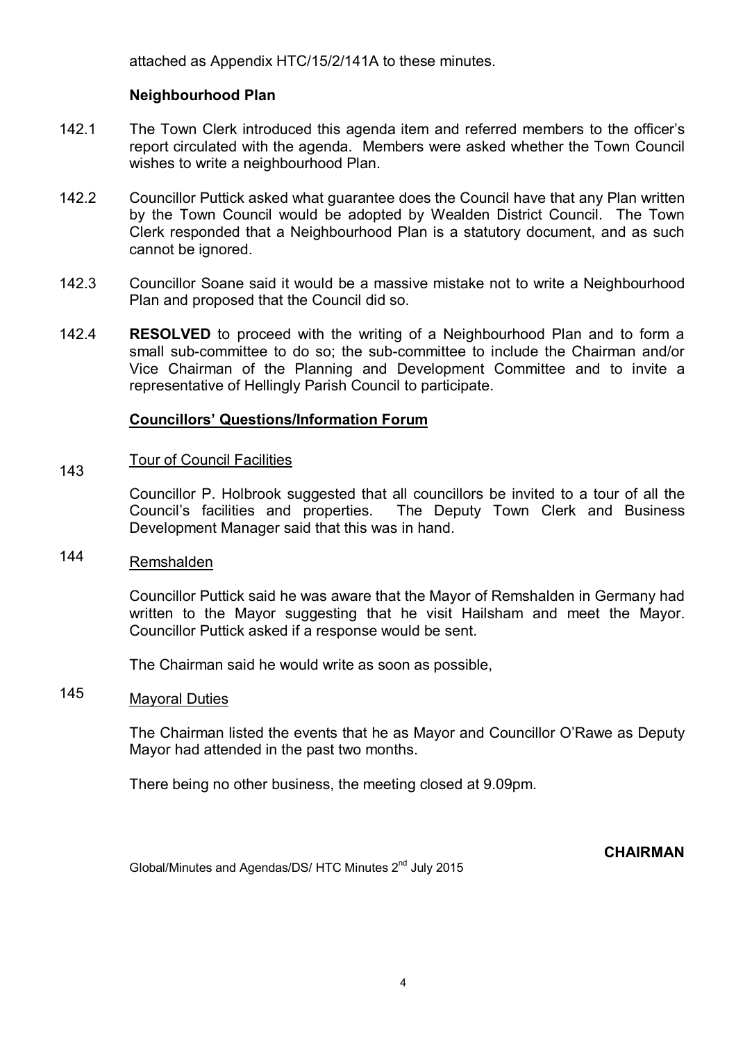attached as Appendix HTC/15/2/141A to these minutes.

**Neighbourhood Plan**

142.1 The Town Clerk introduced this agenda item and referred members to the officer's report circulated with the agenda. Members were asked whether the Town Council wishes to write a neighbourhood Plan.

142.2 Councillor Puttick asked what guarantee does the Council have that any Plan written by the Town Council would be adopted by Wealden District Council. The Town Clerk responded that a Neighbourhood Plan is a statutory document, and as such cannot be ignored.

142.3 Councillor Soane said it would be a massive mistake not to write a Neighbourhood Plan and proposed that the Council did so.

142.4 **RESOLVED** to proceed with the writing of a Neighbourhood Plan and to form a small sub-committee to do so; the sub-committee to include the Chairman and/or Vice Chairman of the Planning and Development Committee and to invite a representative of Hellingly Parish Council to participate.

**Councillors' Questions/Information Forum**

143 Tour of Council Facilities

Councillor P. Holbrook suggested that all councillors be invited to a tour of all the Council's facilities and properties. The Deputy Town Clerk and Business Development Manager said that this was in hand.

144 Remshalden

Councillor Puttick said he was aware that the Mayor of Remshalden in Germany had written to the Mayor suggesting that he visit Hailsham and meet the Mayor. Councillor Puttick asked if a response would be sent.

The Chairman said he would write as soon as possible,

145 Mayoral Duties

The Chairman listed the events that he as Mayor and Councillor O'Rawe as Deputy Mayor had attended in the past two months.

There being no other business, the meeting closed at 9.09pm.

**CHAIRMAN**

Global/Minutes and Agendas/DS/ HTC Minutes 2nd July 2015